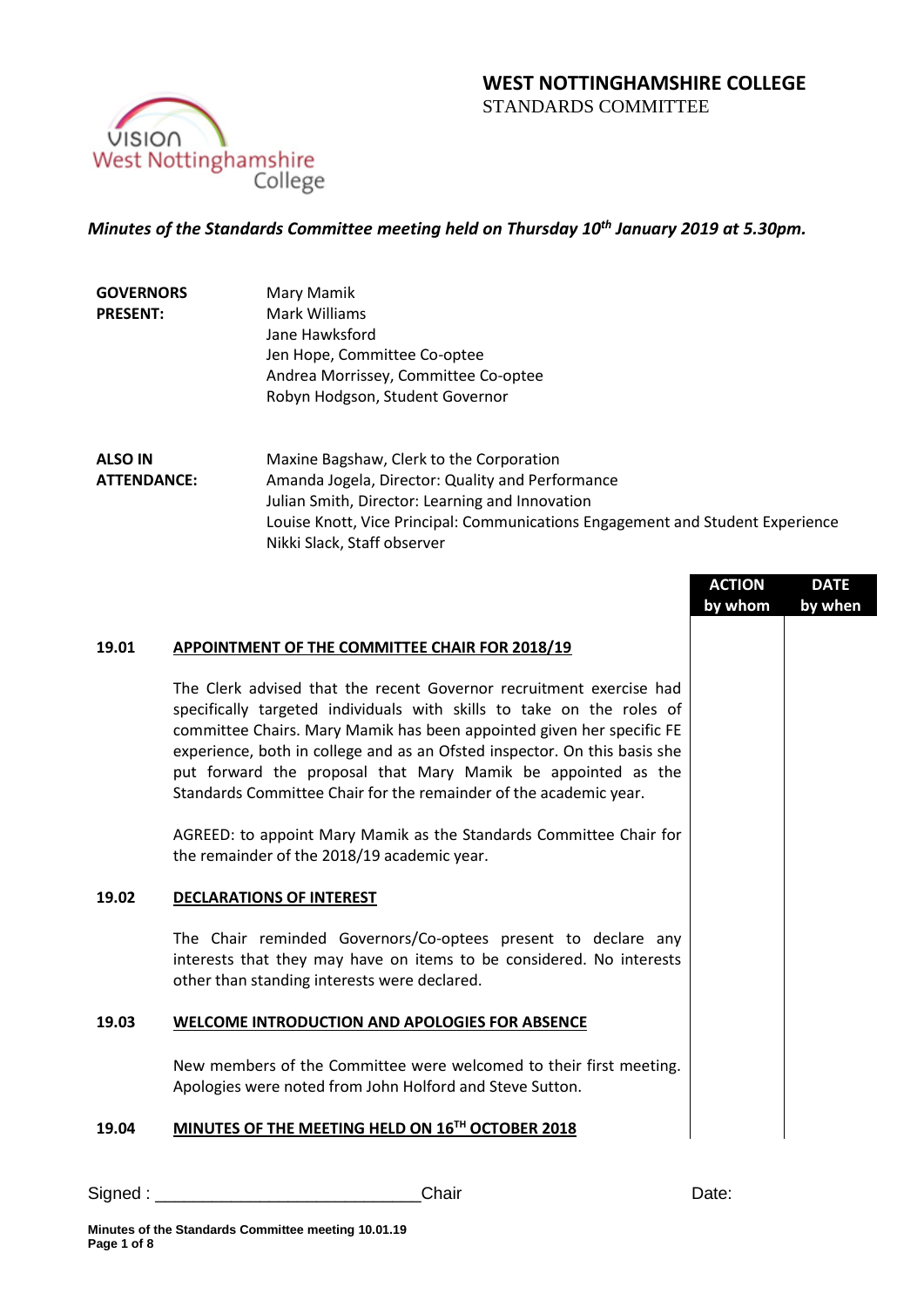# WEST NOTTINGHAMSHIRE COLLEGE

STANDARDS COMMITTEE

*Minutes of the Standards Committee meeting held on Thursday 10th January 2019 at 5.30pm.*

**GOVERNORS PRESENT:**
Mary Mamik
Mark Williams
Jane Hawksford
Jen Hope, Committee Co-optee
Andrea Morrissey, Committee Co-optee
Robyn Hodgson, Student Governor

**ALSO IN ATTENDANCE:**
Maxine Bagshaw, Clerk to the Corporation
Amanda Jogela, Director: Quality and Performance
Julian Smith, Director: Learning and Innovation
Louise Knott, Vice Principal: Communications Engagement and Student Experience
Nikki Slack, Staff observer

| | | ACTION by whom | DATE by when |
|---|---|---|---|
| **19.01** | **APPOINTMENT OF THE COMMITTEE CHAIR FOR 2018/19** | | |
| | The Clerk advised that the recent Governor recruitment exercise had specifically targeted individuals with skills to take on the roles of committee Chairs. Mary Mamik has been appointed given her specific FE experience, both in college and as an Ofsted inspector. On this basis she put forward the proposal that Mary Mamik be appointed as the Standards Committee Chair for the remainder of the academic year. | | |
| | AGREED: to appoint Mary Mamik as the Standards Committee Chair for the remainder of the 2018/19 academic year. | | |
| **19.02** | **DECLARATIONS OF INTEREST** | | |
| | The Chair reminded Governors/Co-optees present to declare any interests that they may have on items to be considered. No interests other than standing interests were declared. | | |
| **19.03** | **WELCOME INTRODUCTION AND APOLOGIES FOR ABSENCE** | | |
| | New members of the Committee were welcomed to their first meeting. Apologies were noted from John Holford and Steve Sutton. | | |
| **19.04** | **MINUTES OF THE MEETING HELD ON 16TH OCTOBER 2018** | | |

Signed : ____________________________Chair Date: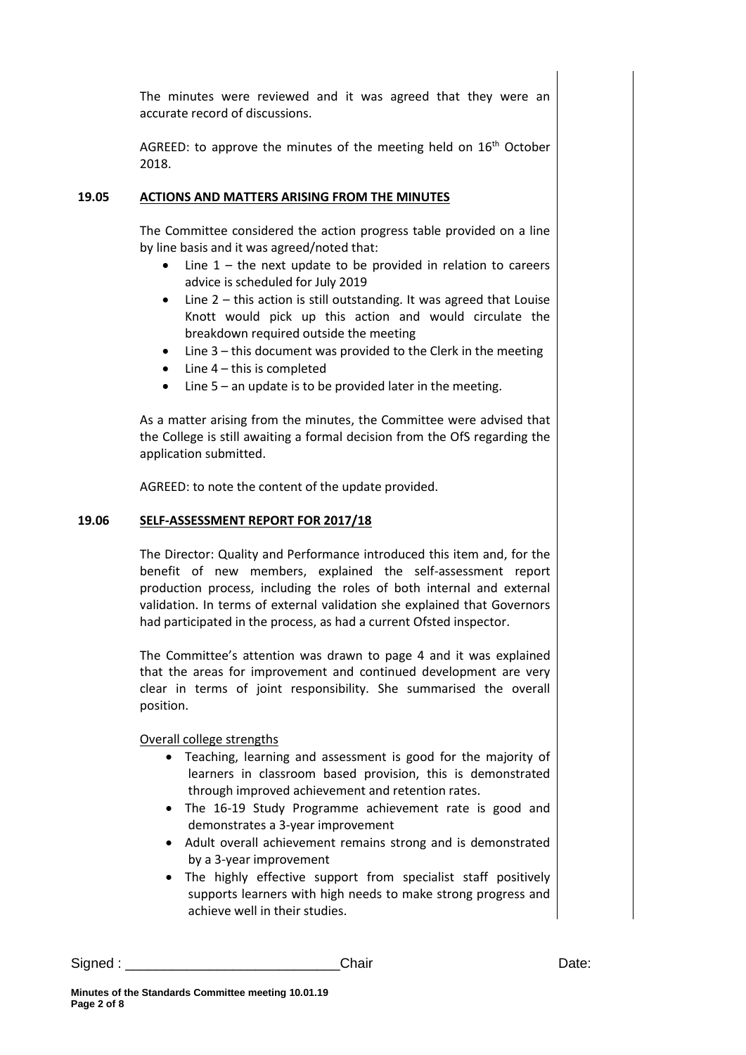The minutes were reviewed and it was agreed that they were an accurate record of discussions.

AGREED: to approve the minutes of the meeting held on 16th October 2018.

**19.05 ACTIONS AND MATTERS ARISING FROM THE MINUTES**

The Committee considered the action progress table provided on a line by line basis and it was agreed/noted that:

- Line 1 – the next update to be provided in relation to careers advice is scheduled for July 2019
- Line 2 – this action is still outstanding. It was agreed that Louise Knott would pick up this action and would circulate the breakdown required outside the meeting
- Line 3 – this document was provided to the Clerk in the meeting
- Line 4 – this is completed
- Line 5 – an update is to be provided later in the meeting.

As a matter arising from the minutes, the Committee were advised that the College is still awaiting a formal decision from the OfS regarding the application submitted.

AGREED: to note the content of the update provided.

**19.06 SELF-ASSESSMENT REPORT FOR 2017/18**

The Director: Quality and Performance introduced this item and, for the benefit of new members, explained the self-assessment report production process, including the roles of both internal and external validation. In terms of external validation she explained that Governors had participated in the process, as had a current Ofsted inspector.

The Committee's attention was drawn to page 4 and it was explained that the areas for improvement and continued development are very clear in terms of joint responsibility. She summarised the overall position.

Overall college strengths

- Teaching, learning and assessment is good for the majority of learners in classroom based provision, this is demonstrated through improved achievement and retention rates.
- The 16-19 Study Programme achievement rate is good and demonstrates a 3-year improvement
- Adult overall achievement remains strong and is demonstrated by a 3-year improvement
- The highly effective support from specialist staff positively supports learners with high needs to make strong progress and achieve well in their studies.

Signed : \_\_\_\_\_\_\_\_\_\_\_\_\_\_\_\_\_\_\_\_\_\_\_\_\_\_\_\_ Chair Date: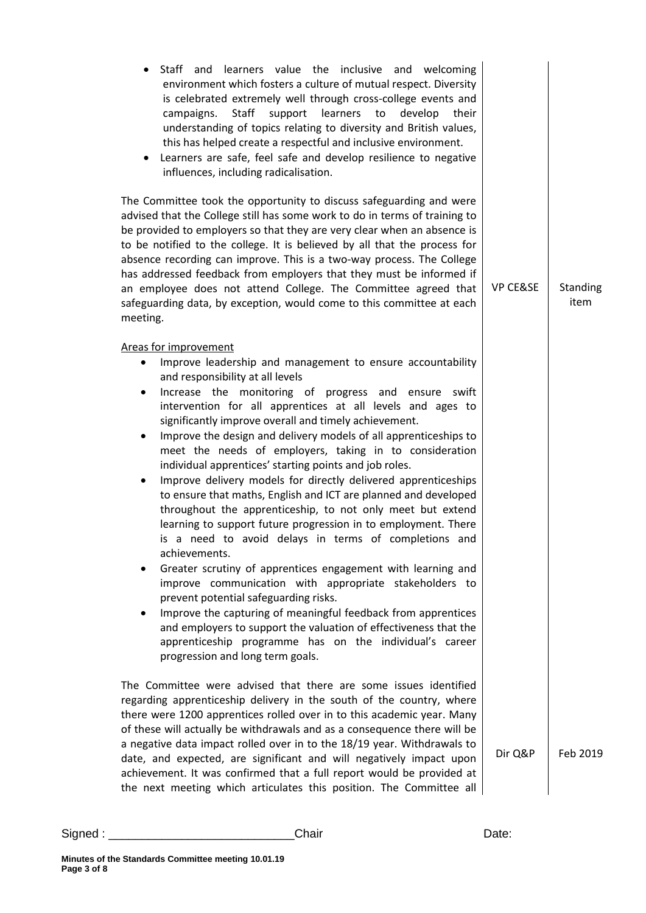| | | |
|---|---|---|
| • Staff and learners value the inclusive and welcoming environment which fosters a culture of mutual respect. Diversity is celebrated extremely well through cross-college events and campaigns. Staff support learners to develop their understanding of topics relating to diversity and British values, this has helped create a respectful and inclusive environment.<br>• Learners are safe, feel safe and develop resilience to negative influences, including radicalisation.<br><br>The Committee took the opportunity to discuss safeguarding and were advised that the College still has some work to do in terms of training to be provided to employers so that they are very clear when an absence is to be notified to the college. It is believed by all that the process for absence recording can improve. This is a two-way process. The College has addressed feedback from employers that they must be informed if an employee does not attend College. The Committee agreed that safeguarding data, by exception, would come to this committee at each meeting. | VP CE&SE | Standing item |
| Areas for improvement<br>• Improve leadership and management to ensure accountability and responsibility at all levels<br>• Increase the monitoring of progress and ensure swift intervention for all apprentices at all levels and ages to significantly improve overall and timely achievement.<br>• Improve the design and delivery models of all apprenticeships to meet the needs of employers, taking in to consideration individual apprentices' starting points and job roles.<br>• Improve delivery models for directly delivered apprenticeships to ensure that maths, English and ICT are planned and developed throughout the apprenticeship, to not only meet but extend learning to support future progression in to employment. There is a need to avoid delays in terms of completions and achievements.<br>• Greater scrutiny of apprentices engagement with learning and improve communication with appropriate stakeholders to prevent potential safeguarding risks.<br>• Improve the capturing of meaningful feedback from apprentices and employers to support the valuation of effectiveness that the apprenticeship programme has on the individual's career progression and long term goals. | | |
| The Committee were advised that there are some issues identified regarding apprenticeship delivery in the south of the country, where there were 1200 apprentices rolled over in to this academic year. Many of these will actually be withdrawals and as a consequence there will be a negative data impact rolled over in to the 18/19 year. Withdrawals to date, and expected, are significant and will negatively impact upon achievement. It was confirmed that a full report would be provided at the next meeting which articulates this position. The Committee all | Dir Q&P | Feb 2019 |

Signed : ___________________________Chair Date: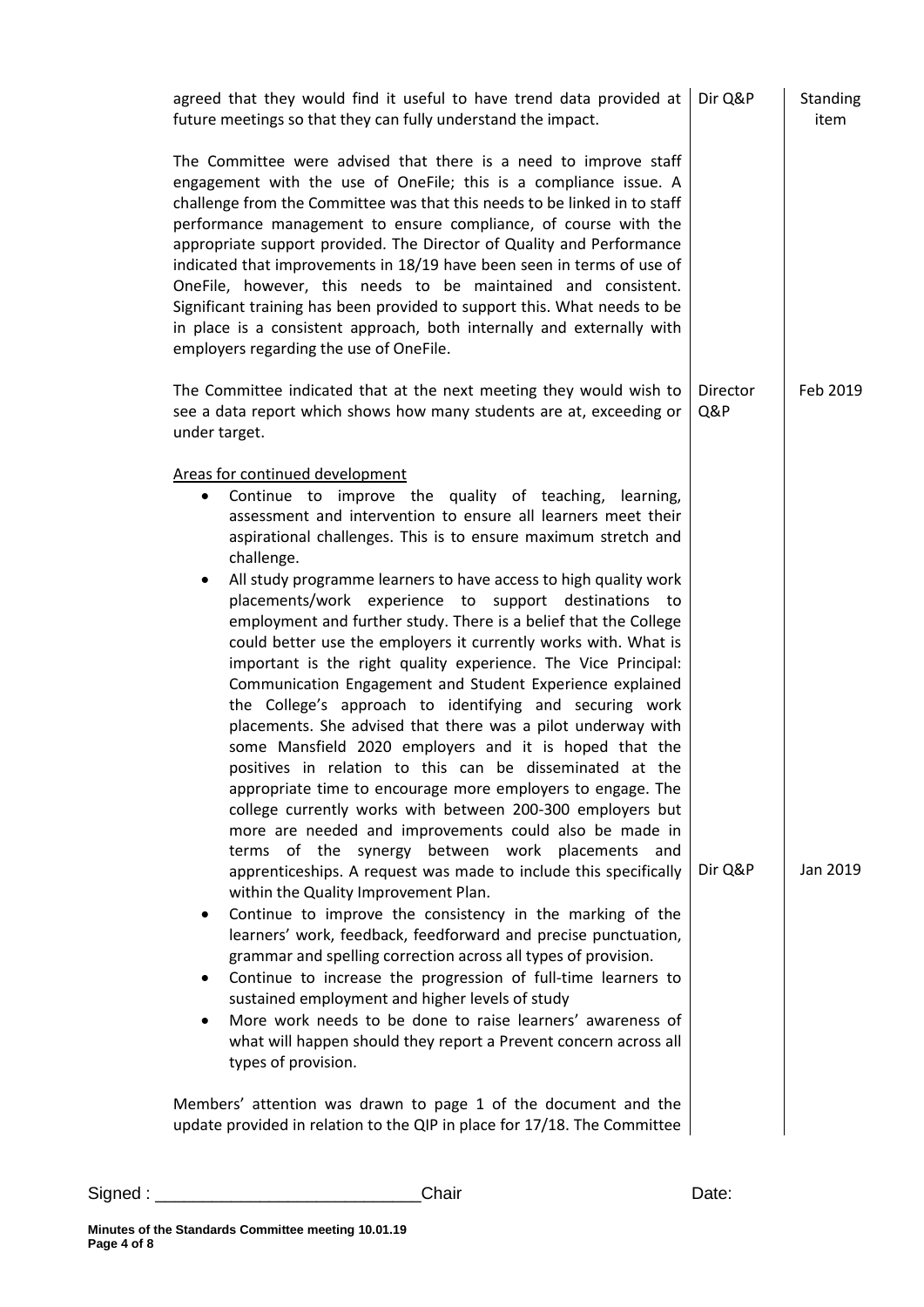| | | |
|---|---|---|
| agreed that they would find it useful to have trend data provided at future meetings so that they can fully understand the impact. | Dir Q&P | Standing item |
| The Committee were advised that there is a need to improve staff engagement with the use of OneFile; this is a compliance issue. A challenge from the Committee was that this needs to be linked in to staff performance management to ensure compliance, of course with the appropriate support provided. The Director of Quality and Performance indicated that improvements in 18/19 have been seen in terms of use of OneFile, however, this needs to be maintained and consistent. Significant training has been provided to support this. What needs to be in place is a consistent approach, both internally and externally with employers regarding the use of OneFile. | | |
| The Committee indicated that at the next meeting they would wish to see a data report which shows how many students are at, exceeding or under target. | Director Q&P | Feb 2019 |
| <u>Areas for continued development</u><br>• Continue to improve the quality of teaching, learning, assessment and intervention to ensure all learners meet their aspirational challenges. This is to ensure maximum stretch and challenge.<br>• All study programme learners to have access to high quality work placements/work experience to support destinations to employment and further study. There is a belief that the College could better use the employers it currently works with. What is important is the right quality experience. The Vice Principal: Communication Engagement and Student Experience explained the College's approach to identifying and securing work placements. She advised that there was a pilot underway with some Mansfield 2020 employers and it is hoped that the positives in relation to this can be disseminated at the appropriate time to encourage more employers to engage. The college currently works with between 200-300 employers but more are needed and improvements could also be made in terms of the synergy between work placements and apprenticeships. A request was made to include this specifically within the Quality Improvement Plan. | Dir Q&P | Jan 2019 |
| • Continue to improve the consistency in the marking of the learners' work, feedback, feedforward and precise punctuation, grammar and spelling correction across all types of provision.<br>• Continue to increase the progression of full-time learners to sustained employment and higher levels of study<br>• More work needs to be done to raise learners' awareness of what will happen should they report a Prevent concern across all types of provision. | | |
| Members' attention was drawn to page 1 of the document and the update provided in relation to the QIP in place for 17/18. The Committee | | |

Signed : ___________________________Chair Date: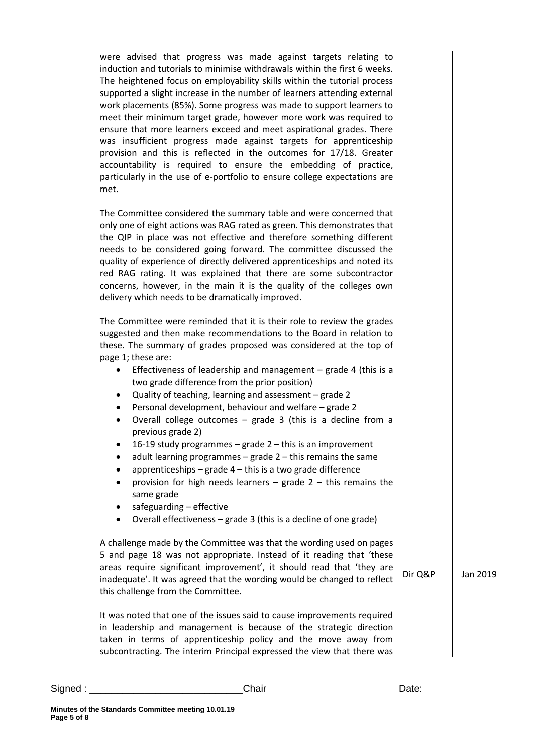were advised that progress was made against targets relating to induction and tutorials to minimise withdrawals within the first 6 weeks. The heightened focus on employability skills within the tutorial process supported a slight increase in the number of learners attending external work placements (85%). Some progress was made to support learners to meet their minimum target grade, however more work was required to ensure that more learners exceed and meet aspirational grades. There was insufficient progress made against targets for apprenticeship provision and this is reflected in the outcomes for 17/18. Greater accountability is required to ensure the embedding of practice, particularly in the use of e-portfolio to ensure college expectations are met.

The Committee considered the summary table and were concerned that only one of eight actions was RAG rated as green. This demonstrates that the QIP in place was not effective and therefore something different needs to be considered going forward. The committee discussed the quality of experience of directly delivered apprenticeships and noted its red RAG rating. It was explained that there are some subcontractor concerns, however, in the main it is the quality of the colleges own delivery which needs to be dramatically improved.

The Committee were reminded that it is their role to review the grades suggested and then make recommendations to the Board in relation to these. The summary of grades proposed was considered at the top of page 1; these are:

- Effectiveness of leadership and management – grade 4 (this is a two grade difference from the prior position)
- Quality of teaching, learning and assessment – grade 2
- Personal development, behaviour and welfare – grade 2
- Overall college outcomes – grade 3 (this is a decline from a previous grade 2)
- 16-19 study programmes – grade 2 – this is an improvement
- adult learning programmes – grade 2 – this remains the same
- apprenticeships – grade 4 – this is a two grade difference
- provision for high needs learners – grade 2 – this remains the same grade
- safeguarding – effective
- Overall effectiveness – grade 3 (this is a decline of one grade)

A challenge made by the Committee was that the wording used on pages 5 and page 18 was not appropriate. Instead of it reading that 'these areas require significant improvement', it should read that 'they are inadequate'. It was agreed that the wording would be changed to reflect this challenge from the Committee. **Dir Q&P – Jan 2019**

It was noted that one of the issues said to cause improvements required in leadership and management is because of the strategic direction taken in terms of apprenticeship policy and the move away from subcontracting. The interim Principal expressed the view that there was

Signed : ___________________________Chair Date:

**Minutes of the Standards Committee meeting 10.01.19**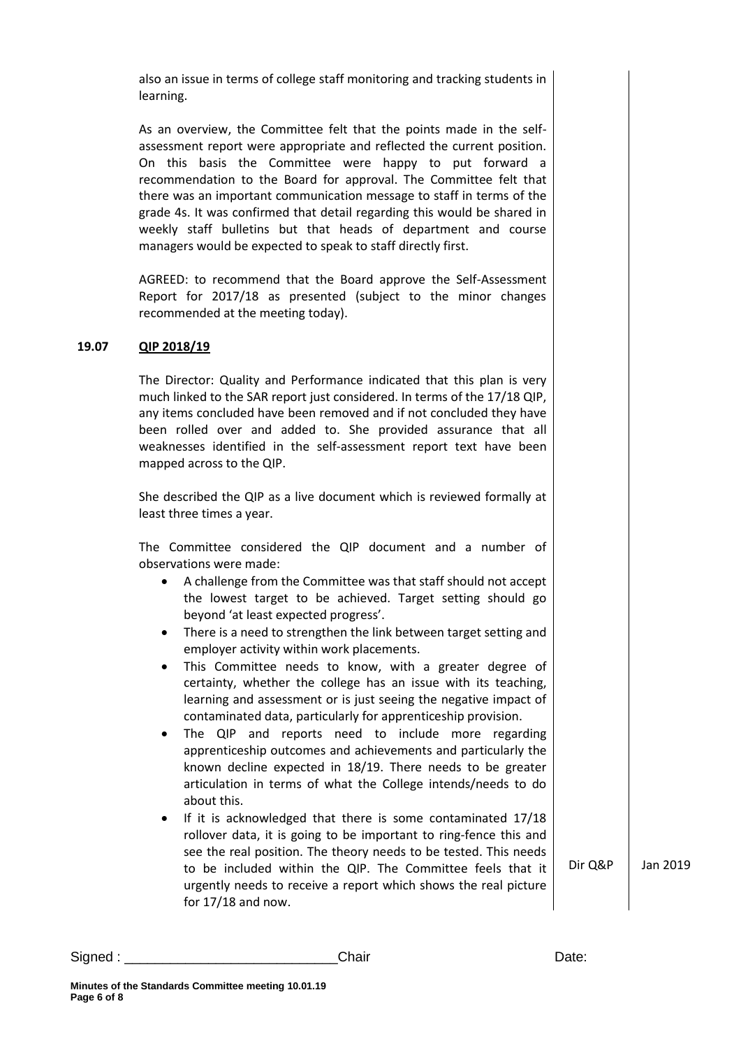also an issue in terms of college staff monitoring and tracking students in learning.

As an overview, the Committee felt that the points made in the self-assessment report were appropriate and reflected the current position. On this basis the Committee were happy to put forward a recommendation to the Board for approval. The Committee felt that there was an important communication message to staff in terms of the grade 4s. It was confirmed that detail regarding this would be shared in weekly staff bulletins but that heads of department and course managers would be expected to speak to staff directly first.

AGREED: to recommend that the Board approve the Self-Assessment Report for 2017/18 as presented (subject to the minor changes recommended at the meeting today).

**19.07 QIP 2018/19**

The Director: Quality and Performance indicated that this plan is very much linked to the SAR report just considered. In terms of the 17/18 QIP, any items concluded have been removed and if not concluded they have been rolled over and added to. She provided assurance that all weaknesses identified in the self-assessment report text have been mapped across to the QIP.

She described the QIP as a live document which is reviewed formally at least three times a year.

The Committee considered the QIP document and a number of observations were made:

- A challenge from the Committee was that staff should not accept the lowest target to be achieved. Target setting should go beyond 'at least expected progress'.
- There is a need to strengthen the link between target setting and employer activity within work placements.
- This Committee needs to know, with a greater degree of certainty, whether the college has an issue with its teaching, learning and assessment or is just seeing the negative impact of contaminated data, particularly for apprenticeship provision.
- The QIP and reports need to include more regarding apprenticeship outcomes and achievements and particularly the known decline expected in 18/19. There needs to be greater articulation in terms of what the College intends/needs to do about this.
- If it is acknowledged that there is some contaminated 17/18 rollover data, it is going to be important to ring-fence this and see the real position. The theory needs to be tested. This needs to be included within the QIP. The Committee feels that it urgently needs to receive a report which shows the real picture for 17/18 and now. — Dir Q&P — Jan 2019

Signed : ___________________________Chair Date: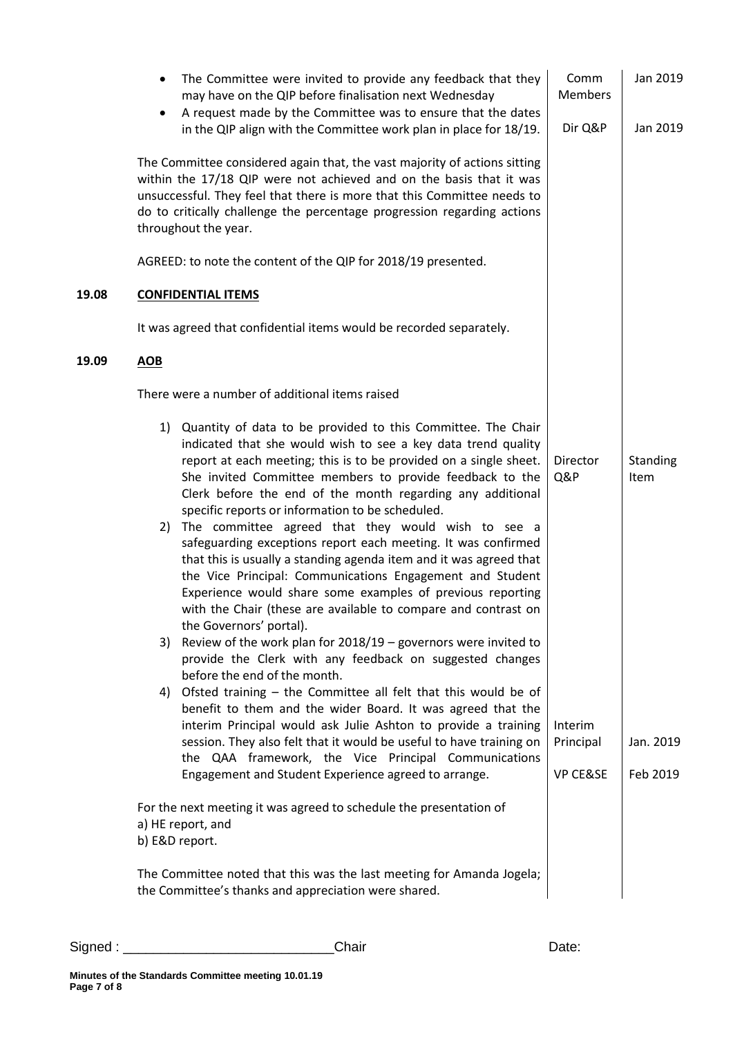| | | | |
|---|---|---|---|
| | • The Committee were invited to provide any feedback that they may have on the QIP before finalisation next Wednesday | Comm Members | Jan 2019 |
| | • A request made by the Committee was to ensure that the dates in the QIP align with the Committee work plan in place for 18/19. | Dir Q&P | Jan 2019 |
| | The Committee considered again that, the vast majority of actions sitting within the 17/18 QIP were not achieved and on the basis that it was unsuccessful. They feel that there is more that this Committee needs to do to critically challenge the percentage progression regarding actions throughout the year. | | |
| | AGREED: to note the content of the QIP for 2018/19 presented. | | |
| **19.08** | **CONFIDENTIAL ITEMS** | | |
| | It was agreed that confidential items would be recorded separately. | | |
| **19.09** | **AOB** | | |
| | There were a number of additional items raised | | |
| | 1) Quantity of data to be provided to this Committee. The Chair indicated that she would wish to see a key data trend quality report at each meeting; this is to be provided on a single sheet. She invited Committee members to provide feedback to the Clerk before the end of the month regarding any additional specific reports or information to be scheduled. | Director Q&P | Standing Item |
| | 2) The committee agreed that they would wish to see a safeguarding exceptions report each meeting. It was confirmed that this is usually a standing agenda item and it was agreed that the Vice Principal: Communications Engagement and Student Experience would share some examples of previous reporting with the Chair (these are available to compare and contrast on the Governors' portal). | | |
| | 3) Review of the work plan for 2018/19 – governors were invited to provide the Clerk with any feedback on suggested changes before the end of the month. | | |
| | 4) Ofsted training – the Committee all felt that this would be of benefit to them and the wider Board. It was agreed that the interim Principal would ask Julie Ashton to provide a training session. They also felt that it would be useful to have training on the QAA framework, the Vice Principal Communications Engagement and Student Experience agreed to arrange. | Interim Principal<br><br>VP CE&SE | Jan. 2019<br><br>Feb 2019 |
| | For the next meeting it was agreed to schedule the presentation of<br>a) HE report, and<br>b) E&D report. | | |
| | The Committee noted that this was the last meeting for Amanda Jogela; the Committee's thanks and appreciation were shared. | | |

Signed : ___________________________Chair Date:

**Minutes of the Standards Committee meeting 10.01.19**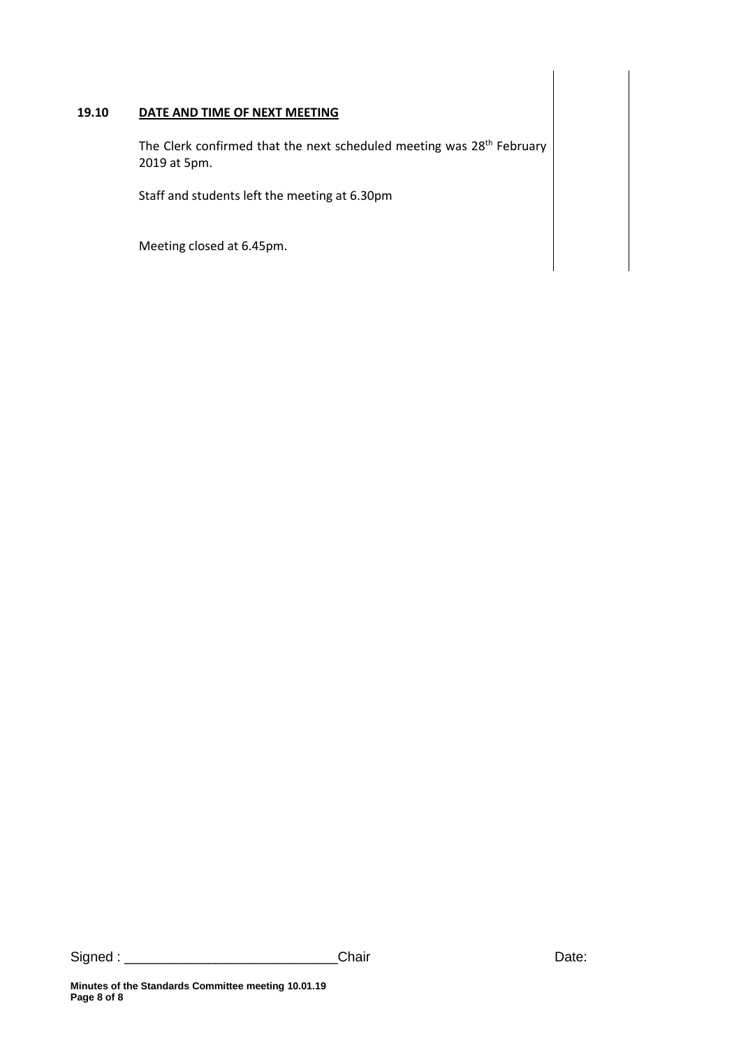**19.10 DATE AND TIME OF NEXT MEETING**

The Clerk confirmed that the next scheduled meeting was 28th February 2019 at 5pm.

Staff and students left the meeting at 6.30pm

Meeting closed at 6.45pm.

Signed : ____________________________Chair Date:

**Minutes of the Standards Committee meeting 10.01.19**